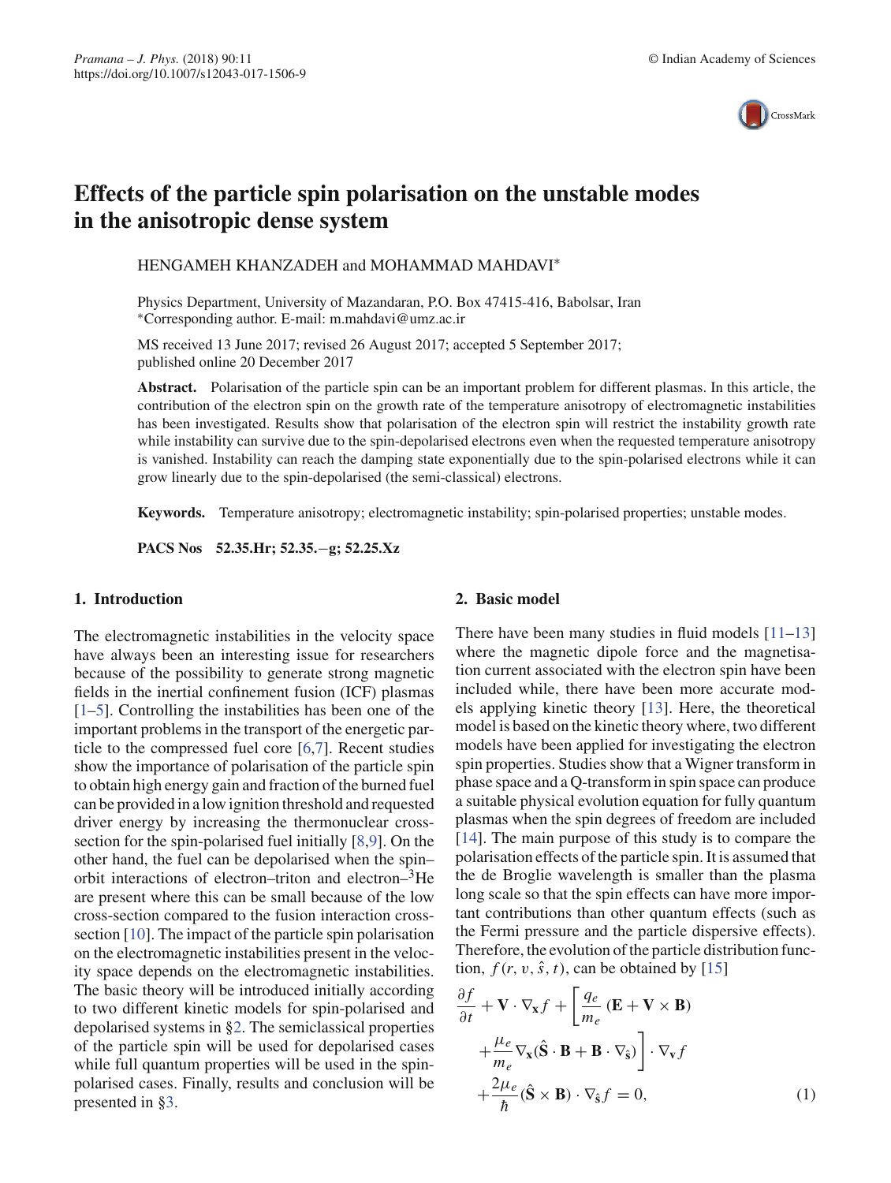# Effects of the particle spin polarisation on the unstable modes in the anisotropic dense system

HENGAMEH KHANZADEH and MOHAMMAD MAHDAVI*

Physics Department, University of Mazandaran, P.O. Box 47415-416, Babolsar, Iran
*Corresponding author. E-mail: m.mahdavi@umz.ac.ir

MS received 13 June 2017; revised 26 August 2017; accepted 5 September 2017; published online 20 December 2017

**Abstract.** Polarisation of the particle spin can be an important problem for different plasmas. In this article, the contribution of the electron spin on the growth rate of the temperature anisotropy of electromagnetic instabilities has been investigated. Results show that polarisation of the electron spin will restrict the instability growth rate while instability can survive due to the spin-depolarised electrons even when the requested temperature anisotropy is vanished. Instability can reach the damping state exponentially due to the spin-polarised electrons while it can grow linearly due to the spin-depolarised (the semi-classical) electrons.

**Keywords.** Temperature anisotropy; electromagnetic instability; spin-polarised properties; unstable modes.

**PACS Nos** 52.35.Hr; 52.35.−g; 52.25.Xz

## 1. Introduction

The electromagnetic instabilities in the velocity space have always been an interesting issue for researchers because of the possibility to generate strong magnetic fields in the inertial confinement fusion (ICF) plasmas [1–5]. Controlling the instabilities has been one of the important problems in the transport of the energetic particle to the compressed fuel core [6,7]. Recent studies show the importance of polarisation of the particle spin to obtain high energy gain and fraction of the burned fuel can be provided in a low ignition threshold and requested driver energy by increasing the thermonuclear cross-section for the spin-polarised fuel initially [8,9]. On the other hand, the fuel can be depolarised when the spin–orbit interactions of electron–triton and electron–$^3$He are present where this can be small because of the low cross-section compared to the fusion interaction cross-section [10]. The impact of the particle spin polarisation on the electromagnetic instabilities present in the velocity space depends on the electromagnetic instabilities. The basic theory will be introduced initially according to two different kinetic models for spin-polarised and depolarised systems in §2. The semiclassical properties of the particle spin will be used for depolarised cases while full quantum properties will be used in the spin-polarised cases. Finally, results and conclusion will be presented in §3.

## 2. Basic model

There have been many studies in fluid models [11–13] where the magnetic dipole force and the magnetisation current associated with the electron spin have been included while, there have been more accurate models applying kinetic theory [13]. Here, the theoretical model is based on the kinetic theory where, two different models have been applied for investigating the electron spin properties. Studies show that a Wigner transform in phase space and a Q-transform in spin space can produce a suitable physical evolution equation for fully quantum plasmas when the spin degrees of freedom are included [14]. The main purpose of this study is to compare the polarisation effects of the particle spin. It is assumed that the de Broglie wavelength is smaller than the plasma long scale so that the spin effects can have more important contributions than other quantum effects (such as the Fermi pressure and the particle dispersive effects). Therefore, the evolution of the particle distribution function, $f(r, v, \hat{s}, t)$, can be obtained by [15]

$$
\frac{\partial f}{\partial t} + \mathbf{V} \cdot \nabla_{\mathbf{x}} f + \left[ \frac{q_e}{m_e} (\mathbf{E} + \mathbf{V} \times \mathbf{B}) + \frac{\mu_e}{m_e} \nabla_{\mathbf{x}} (\hat{\mathbf{S}} \cdot \mathbf{B} + \mathbf{B} \cdot \nabla_{\hat{\mathbf{s}}}) \right] \cdot \nabla_{\mathbf{v}} f + \frac{2\mu_e}{\hbar} (\hat{\mathbf{S}} \times \mathbf{B}) \cdot \nabla_{\hat{\mathbf{s}}} f = 0, \tag{1}
$$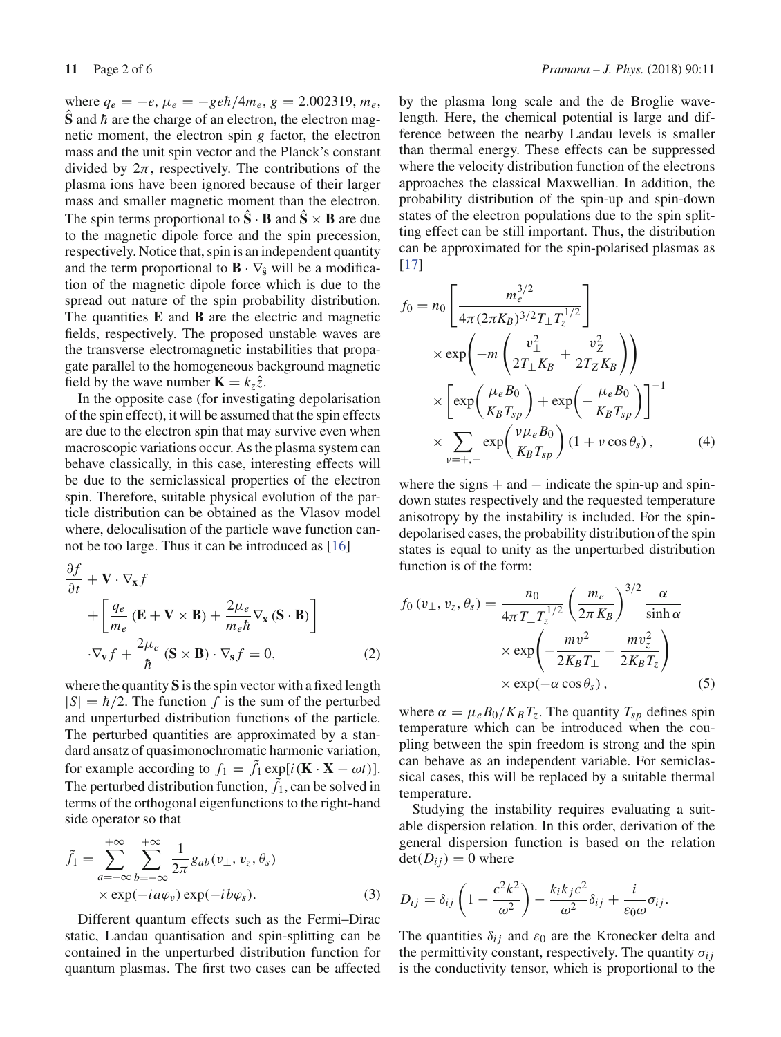where $q_e = -e$, $\mu_e = -ge\hbar/4m_e$, $g = 2.002319$, $m_e$, $\hat{\mathbf{S}}$ and $\hbar$ are the charge of an electron, the electron magnetic moment, the electron spin $g$ factor, the electron mass and the unit spin vector and the Planck's constant divided by $2\pi$, respectively. The contributions of the plasma ions have been ignored because of their larger mass and smaller magnetic moment than the electron. The spin terms proportional to $\hat{\mathbf{S}} \cdot \mathbf{B}$ and $\hat{\mathbf{S}} \times \mathbf{B}$ are due to the magnetic dipole force and the spin precession, respectively. Notice that, spin is an independent quantity and the term proportional to $\mathbf{B} \cdot \nabla_{\hat{\mathbf{s}}}$ will be a modification of the magnetic dipole force which is due to the spread out nature of the spin probability distribution. The quantities $\mathbf{E}$ and $\mathbf{B}$ are the electric and magnetic fields, respectively. The proposed unstable waves are the transverse electromagnetic instabilities that propagate parallel to the homogeneous background magnetic field by the wave number $\mathbf{K} = k_z\hat{z}$.

In the opposite case (for investigating depolarisation of the spin effect), it will be assumed that the spin effects are due to the electron spin that may survive even when macroscopic variations occur. As the plasma system can behave classically, in this case, interesting effects will be due to the semiclassical properties of the electron spin. Therefore, suitable physical evolution of the particle distribution can be obtained as the Vlasov model where, delocalisation of the particle wave function cannot be too large. Thus it can be introduced as [16]

$$\frac{\partial f}{\partial t} + \mathbf{V} \cdot \nabla_{\mathbf{x}} f + \left[ \frac{q_e}{m_e} (\mathbf{E} + \mathbf{V} \times \mathbf{B}) + \frac{2\mu_e}{m_e \hbar} \nabla_{\mathbf{x}} (\mathbf{S} \cdot \mathbf{B}) \right] \cdot \nabla_{\mathbf{v}} f + \frac{2\mu_e}{\hbar} (\mathbf{S} \times \mathbf{B}) \cdot \nabla_{\mathbf{s}} f = 0, \tag{2}$$

where the quantity $\mathbf{S}$ is the spin vector with a fixed length $|S| = \hbar/2$. The function $f$ is the sum of the perturbed and unperturbed distribution functions of the particle. The perturbed quantities are approximated by a standard ansatz of quasimonochromatic harmonic variation, for example according to $f_1 = \tilde{f}_1 \exp[i(\mathbf{K} \cdot \mathbf{X} - \omega t)]$. The perturbed distribution function, $\tilde{f}_1$, can be solved in terms of the orthogonal eigenfunctions to the right-hand side operator so that

$$\tilde{f}_1 = \sum_{a=-\infty}^{+\infty} \sum_{b=-\infty}^{+\infty} \frac{1}{2\pi} g_{ab}(v_\perp, v_z, \theta_s) \times \exp(-ia\varphi_v) \exp(-ib\varphi_s). \tag{3}$$

Different quantum effects such as the Fermi–Dirac static, Landau quantisation and spin-splitting can be contained in the unperturbed distribution function for quantum plasmas. The first two cases can be affected by the plasma long scale and the de Broglie wavelength. Here, the chemical potential is large and difference between the nearby Landau levels is smaller than thermal energy. These effects can be suppressed where the velocity distribution function of the electrons approaches the classical Maxwellian. In addition, the probability distribution of the spin-up and spin-down states of the electron populations due to the spin splitting effect can be still important. Thus, the distribution can be approximated for the spin-polarised plasmas as [17]

$$f_0 = n_0 \left[ \frac{m_e^{3/2}}{4\pi (2\pi K_B)^{3/2} T_\perp T_z^{1/2}} \right] \times \exp\left( -m \left( \frac{v_\perp^2}{2T_\perp K_B} + \frac{v_Z^2}{2T_Z K_B} \right) \right) \times \left[ \exp\left( \frac{\mu_e B_0}{K_B T_{sp}} \right) + \exp\left( -\frac{\mu_e B_0}{K_B T_{sp}} \right) \right]^{-1} \times \sum_{\nu=+,-} \exp\left( \frac{\nu \mu_e B_0}{K_B T_{sp}} \right) (1 + \nu \cos\theta_s), \tag{4}$$

where the signs $+$ and $-$ indicate the spin-up and spin-down states respectively and the requested temperature anisotropy by the instability is included. For the spin-depolarised cases, the probability distribution of the spin states is equal to unity as the unperturbed distribution function is of the form:

$$f_0(v_\perp, v_z, \theta_s) = \frac{n_0}{4\pi T_\perp T_z^{1/2}} \left( \frac{m_e}{2\pi K_B} \right)^{3/2} \frac{\alpha}{\sinh \alpha} \times \exp\left( -\frac{m v_\perp^2}{2K_B T_\perp} - \frac{m v_z^2}{2K_B T_z} \right) \times \exp(-\alpha \cos\theta_s), \tag{5}$$

where $\alpha = \mu_e B_0 / K_B T_z$. The quantity $T_{sp}$ defines spin temperature which can be introduced when the coupling between the spin freedom is strong and the spin can behave as an independent variable. For semiclassical cases, this will be replaced by a suitable thermal temperature.

Studying the instability requires evaluating a suitable dispersion relation. In this order, derivation of the general dispersion function is based on the relation $\det(D_{ij}) = 0$ where

$$D_{ij} = \delta_{ij} \left( 1 - \frac{c^2 k^2}{\omega^2} \right) - \frac{k_i k_j c^2}{\omega^2} \delta_{ij} + \frac{i}{\varepsilon_0 \omega} \sigma_{ij}.$$

The quantities $\delta_{ij}$ and $\varepsilon_0$ are the Kronecker delta and the permittivity constant, respectively. The quantity $\sigma_{ij}$ is the conductivity tensor, which is proportional to the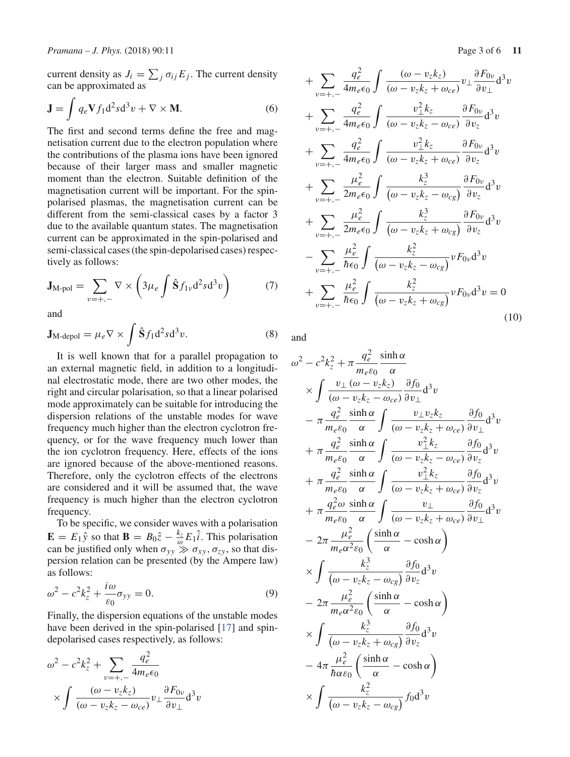current density as $J_i = \sum_j \sigma_{ij} E_j$. The current density can be approximated as

$$\mathbf{J} = \int q_e \mathbf{V} f_1 \mathrm{d}^2 s \mathrm{d}^3 v + \nabla \times \mathbf{M}. \tag{6}$$

The first and second terms define the free and magnetisation current due to the electron population where the contributions of the plasma ions have been ignored because of their larger mass and smaller magnetic moment than the electron. Suitable definition of the magnetisation current will be important. For the spin-polarised plasmas, the magnetisation current can be different from the semi-classical cases by a factor 3 due to the available quantum states. The magnetisation current can be approximated in the spin-polarised and semi-classical cases (the spin-depolarised cases) respectively as follows:

$$\mathbf{J}_{\text{M-pol}} = \sum_{\nu=+,-} \nabla \times \left( 3\mu_e \int \hat{\mathbf{S}} f_{1\nu} \mathrm{d}^2 s \mathrm{d}^3 v \right) \tag{7}$$

and

$$\mathbf{J}_{\text{M-depol}} = \mu_e \nabla \times \int \hat{\mathbf{S}} f_1 \mathrm{d}^2 s \mathrm{d}^3 v. \tag{8}$$

It is well known that for a parallel propagation to an external magnetic field, in addition to a longitudinal electrostatic mode, there are two other modes, the right and circular polarisation, so that a linear polarised mode approximately can be suitable for introducing the dispersion relations of the unstable modes for wave frequency much higher than the electron cyclotron frequency, or for the wave frequency much lower than the ion cyclotron frequency. Here, effects of the ions are ignored because of the above-mentioned reasons. Therefore, only the cyclotron effects of the electrons are considered and it will be assumed that, the wave frequency is much higher than the electron cyclotron frequency.

To be specific, we consider waves with a polarisation $\mathbf{E} = E_1 \hat{y}$ so that $\mathbf{B} = B_0 \hat{z} - \frac{k_z}{\omega} E_1 \hat{i}$. This polarisation can be justified only when $\sigma_{yy} \gg \sigma_{xy}, \sigma_{zy}$, so that dispersion relation can be presented (by the Ampere law) as follows:

$$\omega^2 - c^2 k_z^2 + \frac{i\omega}{\varepsilon_0} \sigma_{yy} = 0. \tag{9}$$

Finally, the dispersion equations of the unstable modes have been derived in the spin-polarised [17] and spin-depolarised cases respectively, as follows:

$$\begin{aligned}
&\omega^2 - c^2 k_z^2 + \sum_{\nu=+,-} \frac{q_e^2}{4 m_e \epsilon_0} \\
&\times \int \frac{(\omega - v_z k_z)}{(\omega - v_z k_z - \omega_{ce})} v_\perp \frac{\partial F_{0\nu}}{\partial v_\perp} \mathrm{d}^3 v \\
&+ \sum_{\nu=+,-} \frac{q_e^2}{4 m_e \epsilon_0} \int \frac{(\omega - v_z k_z)}{(\omega - v_z k_z + \omega_{ce})} v_\perp \frac{\partial F_{0\nu}}{\partial v_\perp} \mathrm{d}^3 v \\
&+ \sum_{\nu=+,-} \frac{q_e^2}{4 m_e \epsilon_0} \int \frac{v_\perp^2 k_z}{(\omega - v_z k_z - \omega_{ce})} \frac{\partial F_{0\nu}}{\partial v_z} \mathrm{d}^3 v \\
&+ \sum_{\nu=+,-} \frac{q_e^2}{4 m_e \epsilon_0} \int \frac{v_\perp^2 k_z}{(\omega - v_z k_z + \omega_{ce})} \frac{\partial F_{0\nu}}{\partial v_z} \mathrm{d}^3 v \\
&+ \sum_{\nu=+,-} \frac{\mu_e^2}{2 m_e \epsilon_0} \int \frac{k_z^3}{\left(\omega - v_z k_z - \omega_{cg}\right)} \frac{\partial F_{0\nu}}{\partial v_z} \mathrm{d}^3 v \\
&+ \sum_{\nu=+,-} \frac{\mu_e^2}{2 m_e \epsilon_0} \int \frac{k_z^3}{\left(\omega - v_z k_z + \omega_{cg}\right)} \frac{\partial F_{0\nu}}{\partial v_z} \mathrm{d}^3 v \\
&- \sum_{\nu=+,-} \frac{\mu_e^2}{\hbar \epsilon_0} \int \frac{k_z^2}{\left(\omega - v_z k_z - \omega_{cg}\right)} \nu F_{0\nu} \mathrm{d}^3 v \\
&+ \sum_{\nu=+,-} \frac{\mu_e^2}{\hbar \epsilon_0} \int \frac{k_z^2}{\left(\omega - v_z k_z + \omega_{cg}\right)} \nu F_{0\nu} \mathrm{d}^3 v = 0
\end{aligned} \tag{10}$$

and

$$\begin{aligned}
&\omega^2 - c^2 k_z^2 + \pi \frac{q_e^2}{m_e \varepsilon_0} \frac{\sinh \alpha}{\alpha} \\
&\times \int \frac{v_\perp (\omega - v_z k_z)}{(\omega - v_z k_z - \omega_{ce})} \frac{\partial f_0}{\partial v_\perp} \mathrm{d}^3 v \\
&- \pi \frac{q_e^2}{m_e \varepsilon_0} \frac{\sinh \alpha}{\alpha} \int \frac{v_\perp v_z k_z}{(\omega - v_z k_z + \omega_{ce})} \frac{\partial f_0}{\partial v_\perp} \mathrm{d}^3 v \\
&+ \pi \frac{q_e^2}{m_e \varepsilon_0} \frac{\sinh \alpha}{\alpha} \int \frac{v_\perp^2 k_z}{(\omega - v_z k_z - \omega_{ce})} \frac{\partial f_0}{\partial v_z} \mathrm{d}^3 v \\
&+ \pi \frac{q_e^2}{m_e \varepsilon_0} \frac{\sinh \alpha}{\alpha} \int \frac{v_\perp^2 k_z}{(\omega - v_z k_z + \omega_{ce})} \frac{\partial f_0}{\partial v_z} \mathrm{d}^3 v \\
&+ \pi \frac{q_e^2 \omega}{m_e \varepsilon_0} \frac{\sinh \alpha}{\alpha} \int \frac{v_\perp}{(\omega - v_z k_z + \omega_{ce})} \frac{\partial f_0}{\partial v_\perp} \mathrm{d}^3 v \\
&- 2\pi \frac{\mu_e^2}{m_e \alpha^2 \varepsilon_0} \left( \frac{\sinh \alpha}{\alpha} - \cosh \alpha \right) \\
&\times \int \frac{k_z^3}{\left(\omega - v_z k_z - \omega_{cg}\right)} \frac{\partial f_0}{\partial v_z} \mathrm{d}^3 v \\
&- 2\pi \frac{\mu_e^2}{m_e \alpha^2 \varepsilon_0} \left( \frac{\sinh \alpha}{\alpha} - \cosh \alpha \right) \\
&\times \int \frac{k_z^3}{\left(\omega - v_z k_z + \omega_{cg}\right)} \frac{\partial f_0}{\partial v_z} \mathrm{d}^3 v \\
&- 4\pi \frac{\mu_e^2}{\hbar \alpha \varepsilon_0} \left( \frac{\sinh \alpha}{\alpha} - \cosh \alpha \right) \\
&\times \int \frac{k_z^2}{\left(\omega - v_z k_z - \omega_{cg}\right)} f_0 \mathrm{d}^3 v
\end{aligned}$$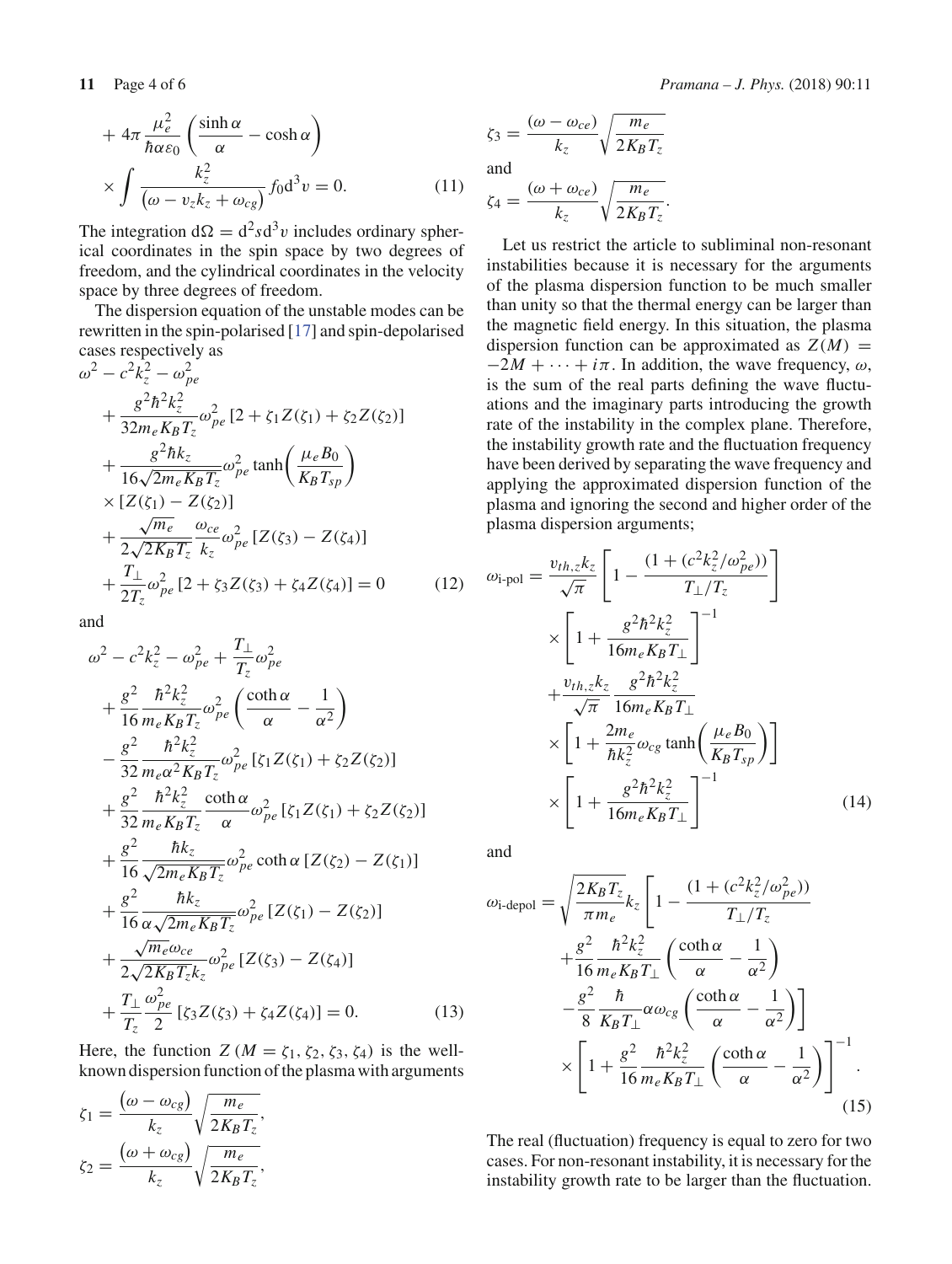$$
+ 4\pi \frac{\mu_e^2}{\hbar \alpha \varepsilon_0} \left( \frac{\sinh \alpha}{\alpha} - \cosh \alpha \right) \times \int \frac{k_z^2}{(\omega - v_z k_z + \omega_{cg})} f_0 \mathrm{d}^3 v = 0. \quad (11)
$$

The integration $\mathrm{d}\Omega = \mathrm{d}^2 s \mathrm{d}^3 v$ includes ordinary spherical coordinates in the spin space by two degrees of freedom, and the cylindrical coordinates in the velocity space by three degrees of freedom.

The dispersion equation of the unstable modes can be rewritten in the spin-polarised [17] and spin-depolarised cases respectively as

$$
\begin{aligned}
&\omega^2 - c^2 k_z^2 - \omega_{pe}^2 \\
&+ \frac{g^2 \hbar^2 k_z^2}{32 m_e K_B T_z} \omega_{pe}^2 \left[ 2 + \zeta_1 Z(\zeta_1) + \zeta_2 Z(\zeta_2) \right] \\
&+ \frac{g^2 \hbar k_z}{16 \sqrt{2 m_e K_B T_z}} \omega_{pe}^2 \tanh\left( \frac{\mu_e B_0}{K_B T_{sp}} \right) \\
&\times \left[ Z(\zeta_1) - Z(\zeta_2) \right] \\
&+ \frac{\sqrt{m_e}}{2\sqrt{2 K_B T_z}} \frac{\omega_{ce}}{k_z} \omega_{pe}^2 \left[ Z(\zeta_3) - Z(\zeta_4) \right] \\
&+ \frac{T_\perp}{2 T_z} \omega_{pe}^2 \left[ 2 + \zeta_3 Z(\zeta_3) + \zeta_4 Z(\zeta_4) \right] = 0
\end{aligned}
\quad (12)
$$

and

$$
\begin{aligned}
&\omega^2 - c^2 k_z^2 - \omega_{pe}^2 + \frac{T_\perp}{T_z} \omega_{pe}^2 \\
&+ \frac{g^2}{16} \frac{\hbar^2 k_z^2}{m_e K_B T_z} \omega_{pe}^2 \left( \frac{\coth \alpha}{\alpha} - \frac{1}{\alpha^2} \right) \\
&- \frac{g^2}{32} \frac{\hbar^2 k_z^2}{m_e \alpha^2 K_B T_z} \omega_{pe}^2 \left[ \zeta_1 Z(\zeta_1) + \zeta_2 Z(\zeta_2) \right] \\
&+ \frac{g^2}{32} \frac{\hbar^2 k_z^2}{m_e K_B T_z} \frac{\coth \alpha}{\alpha} \omega_{pe}^2 \left[ \zeta_1 Z(\zeta_1) + \zeta_2 Z(\zeta_2) \right] \\
&+ \frac{g^2}{16} \frac{\hbar k_z}{\sqrt{2 m_e K_B T_z}} \omega_{pe}^2 \coth \alpha \left[ Z(\zeta_2) - Z(\zeta_1) \right] \\
&+ \frac{g^2}{16} \frac{\hbar k_z}{\alpha \sqrt{2 m_e K_B T_z}} \omega_{pe}^2 \left[ Z(\zeta_1) - Z(\zeta_2) \right] \\
&+ \frac{\sqrt{m_e} \omega_{ce}}{2\sqrt{2 K_B T_z} k_z} \omega_{pe}^2 \left[ Z(\zeta_3) - Z(\zeta_4) \right] \\
&+ \frac{T_\perp}{T_z} \frac{\omega_{pe}^2}{2} \left[ \zeta_3 Z(\zeta_3) + \zeta_4 Z(\zeta_4) \right] = 0.
\end{aligned}
\quad (13)
$$

Here, the function $Z$ ($M = \zeta_1, \zeta_2, \zeta_3, \zeta_4$) is the well-known dispersion function of the plasma with arguments

$$
\zeta_1 = \frac{(\omega - \omega_{cg})}{k_z} \sqrt{\frac{m_e}{2 K_B T_z}},
$$

$$
\zeta_2 = \frac{(\omega + \omega_{cg})}{k_z} \sqrt{\frac{m_e}{2 K_B T_z}},
$$

$$
\zeta_3 = \frac{(\omega - \omega_{ce})}{k_z} \sqrt{\frac{m_e}{2 K_B T_z}}
$$

and

$$
\zeta_4 = \frac{(\omega + \omega_{ce})}{k_z} \sqrt{\frac{m_e}{2 K_B T_z}}.
$$

Let us restrict the article to subliminal non-resonant instabilities because it is necessary for the arguments of the plasma dispersion function to be much smaller than unity so that the thermal energy can be larger than the magnetic field energy. In this situation, the plasma dispersion function can be approximated as $Z(M) = -2M + \cdots + i\pi$. In addition, the wave frequency, $\omega$, is the sum of the real parts defining the wave fluctuations and the imaginary parts introducing the growth rate of the instability in the complex plane. Therefore, the instability growth rate and the fluctuation frequency have been derived by separating the wave frequency and applying the approximated dispersion function of the plasma and ignoring the second and higher order of the plasma dispersion arguments;

$$
\begin{aligned}
\omega_{\text{i-pol}} = &\frac{v_{th,z} k_z}{\sqrt{\pi}} \left[ 1 - \frac{(1 + (c^2 k_z^2 / \omega_{pe}^2))}{T_\perp / T_z} \right] \\
&\times \left[ 1 + \frac{g^2 \hbar^2 k_z^2}{16 m_e K_B T_\perp} \right]^{-1} \\
&+ \frac{v_{th,z} k_z}{\sqrt{\pi}} \frac{g^2 \hbar^2 k_z^2}{16 m_e K_B T_\perp} \\
&\times \left[ 1 + \frac{2 m_e}{\hbar k_z^2} \omega_{cg} \tanh\left( \frac{\mu_e B_0}{K_B T_{sp}} \right) \right] \\
&\times \left[ 1 + \frac{g^2 \hbar^2 k_z^2}{16 m_e K_B T_\perp} \right]^{-1}
\end{aligned}
\quad (14)
$$

and

$$
\begin{aligned}
\omega_{\text{i-depol}} = &\sqrt{\frac{2 K_B T_z}{\pi m_e}} k_z \left[ 1 - \frac{(1 + (c^2 k_z^2 / \omega_{pe}^2))}{T_\perp / T_z} \right. \\
&+ \frac{g^2}{16} \frac{\hbar^2 k_z^2}{m_e K_B T_\perp} \left( \frac{\coth \alpha}{\alpha} - \frac{1}{\alpha^2} \right) \\
&\left. - \frac{g^2}{8} \frac{\hbar}{K_B T_\perp} \alpha \omega_{cg} \left( \frac{\coth \alpha}{\alpha} - \frac{1}{\alpha^2} \right) \right] \\
&\times \left[ 1 + \frac{g^2}{16} \frac{\hbar^2 k_z^2}{m_e K_B T_\perp} \left( \frac{\coth \alpha}{\alpha} - \frac{1}{\alpha^2} \right) \right]^{-1}.
\end{aligned}
\quad (15)
$$

The real (fluctuation) frequency is equal to zero for two cases. For non-resonant instability, it is necessary for the instability growth rate to be larger than the fluctuation.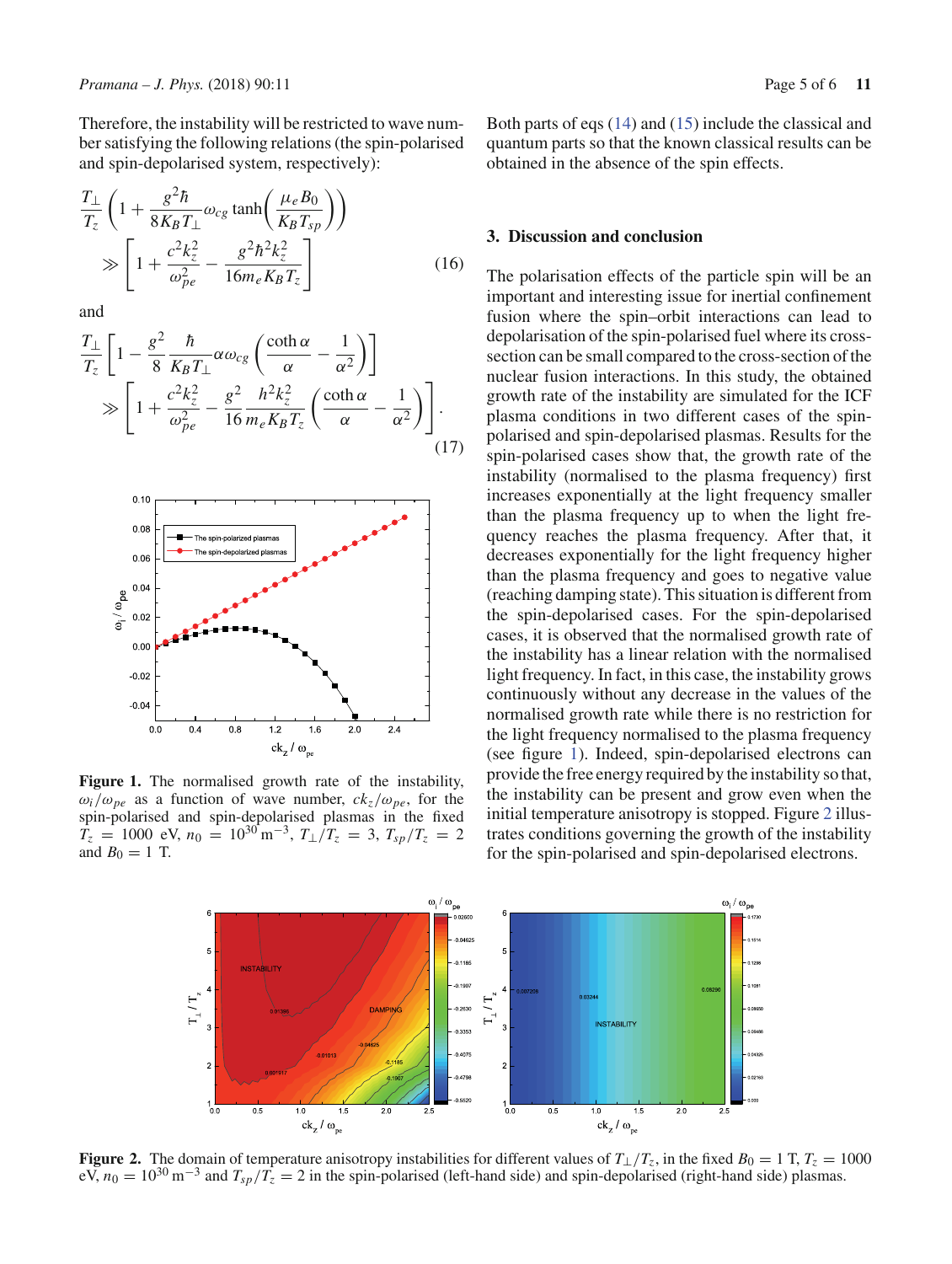Therefore, the instability will be restricted to wave number satisfying the following relations (the spin-polarised and spin-depolarised system, respectively):

$$\frac{T_\perp}{T_z}\left(1+\frac{g^2\hbar}{8K_BT_\perp}\omega_{cg}\tanh\left(\frac{\mu_eB_0}{K_BT_{sp}}\right)\right) \gg \left[1+\frac{c^2k_z^2}{\omega_{pe}^2}-\frac{g^2\hbar^2k_z^2}{16m_eK_BT_z}\right] \tag{16}$$

and

$$\frac{T_\perp}{T_z}\left[1-\frac{g^2}{8}\frac{\hbar}{K_BT_\perp}\alpha\omega_{cg}\left(\frac{\coth\alpha}{\alpha}-\frac{1}{\alpha^2}\right)\right] \gg \left[1+\frac{c^2k_z^2}{\omega_{pe}^2}-\frac{g^2}{16}\frac{h^2k_z^2}{m_eK_BT_z}\left(\frac{\coth\alpha}{\alpha}-\frac{1}{\alpha^2}\right)\right]. \tag{17}$$

**Figure 1.** The normalised growth rate of the instability, $\omega_i/\omega_{pe}$ as a function of wave number, $ck_z/\omega_{pe}$, for the spin-polarised and spin-depolarised plasmas in the fixed $T_z = 1000$ eV, $n_0 = 10^{30}\,\mathrm{m}^{-3}$, $T_\perp/T_z = 3$, $T_{sp}/T_z = 2$ and $B_0 = 1$ T.

Both parts of eqs (14) and (15) include the classical and quantum parts so that the known classical results can be obtained in the absence of the spin effects.

## 3. Discussion and conclusion

The polarisation effects of the particle spin will be an important and interesting issue for inertial confinement fusion where the spin–orbit interactions can lead to depolarisation of the spin-polarised fuel where its cross-section can be small compared to the cross-section of the nuclear fusion interactions. In this study, the obtained growth rate of the instability are simulated for the ICF plasma conditions in two different cases of the spin-polarised and spin-depolarised plasmas. Results for the spin-polarised cases show that, the growth rate of the instability (normalised to the plasma frequency) first increases exponentially at the light frequency smaller than the plasma frequency up to when the light frequency reaches the plasma frequency. After that, it decreases exponentially for the light frequency higher than the plasma frequency and goes to negative value (reaching damping state). This situation is different from the spin-depolarised cases. For the spin-depolarised cases, it is observed that the normalised growth rate of the instability has a linear relation with the normalised light frequency. In fact, in this case, the instability grows continuously without any decrease in the values of the normalised growth rate while there is no restriction for the light frequency normalised to the plasma frequency (see figure 1). Indeed, spin-depolarised electrons can provide the free energy required by the instability so that, the instability can be present and grow even when the initial temperature anisotropy is stopped. Figure 2 illustrates conditions governing the growth of the instability for the spin-polarised and spin-depolarised electrons.

**Figure 2.** The domain of temperature anisotropy instabilities for different values of $T_\perp/T_z$, in the fixed $B_0 = 1$ T, $T_z = 1000$ eV, $n_0 = 10^{30}\,\mathrm{m}^{-3}$ and $T_{sp}/T_z = 2$ in the spin-polarised (left-hand side) and spin-depolarised (right-hand side) plasmas.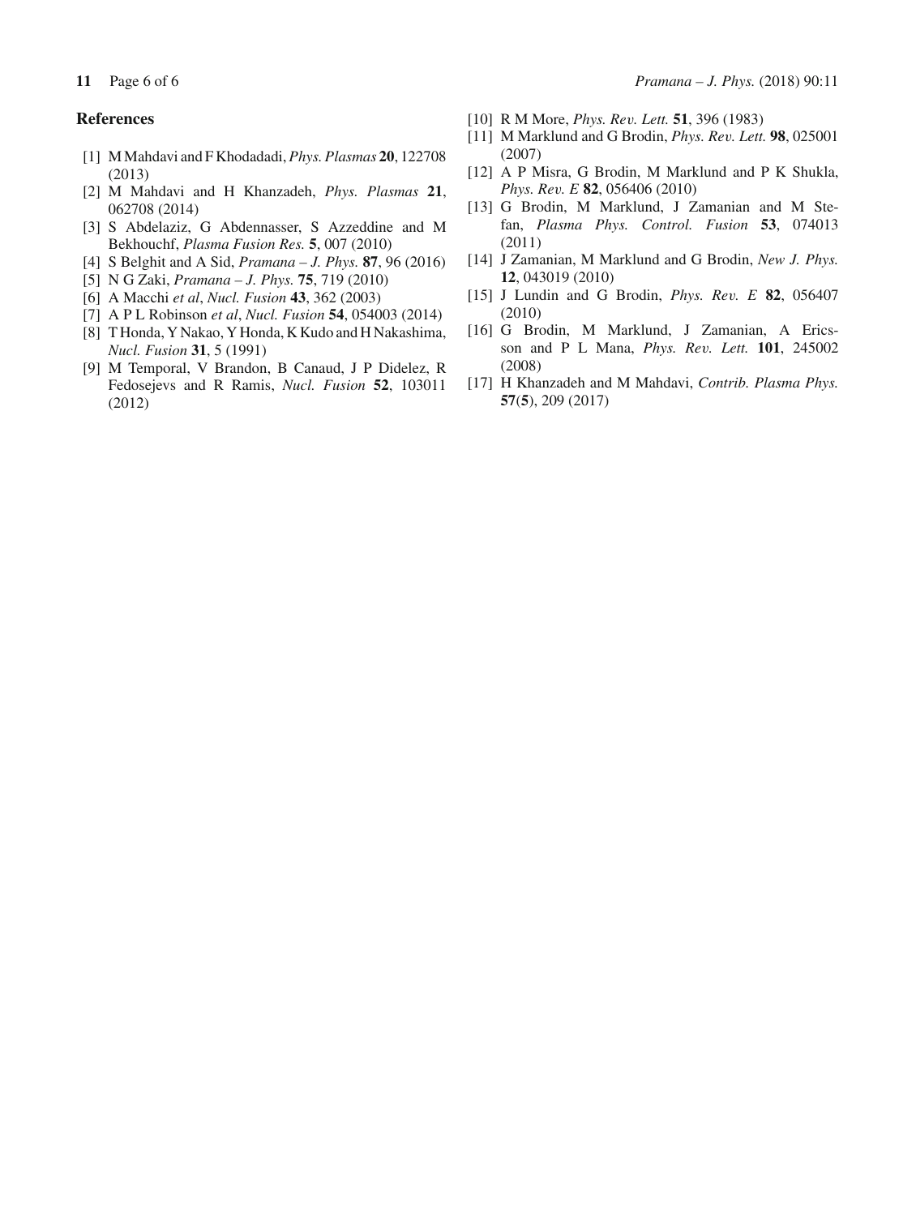## References

[1] M Mahdavi and F Khodadadi, *Phys. Plasmas* **20**, 122708 (2013)

[2] M Mahdavi and H Khanzadeh, *Phys. Plasmas* **21**, 062708 (2014)

[3] S Abdelaziz, G Abdennasser, S Azzeddine and M Bekhouchf, *Plasma Fusion Res.* **5**, 007 (2010)

[4] S Belghit and A Sid, *Pramana – J. Phys.* **87**, 96 (2016)

[5] N G Zaki, *Pramana – J. Phys.* **75**, 719 (2010)

[6] A Macchi *et al*, *Nucl. Fusion* **43**, 362 (2003)

[7] A P L Robinson *et al*, *Nucl. Fusion* **54**, 054003 (2014)

[8] T Honda, Y Nakao, Y Honda, K Kudo and H Nakashima, *Nucl. Fusion* **31**, 5 (1991)

[9] M Temporal, V Brandon, B Canaud, J P Didelez, R Fedosejevs and R Ramis, *Nucl. Fusion* **52**, 103011 (2012)

[10] R M More, *Phys. Rev. Lett.* **51**, 396 (1983)

[11] M Marklund and G Brodin, *Phys. Rev. Lett.* **98**, 025001 (2007)

[12] A P Misra, G Brodin, M Marklund and P K Shukla, *Phys. Rev. E* **82**, 056406 (2010)

[13] G Brodin, M Marklund, J Zamanian and M Stefan, *Plasma Phys. Control. Fusion* **53**, 074013 (2011)

[14] J Zamanian, M Marklund and G Brodin, *New J. Phys.* **12**, 043019 (2010)

[15] J Lundin and G Brodin, *Phys. Rev. E* **82**, 056407 (2010)

[16] G Brodin, M Marklund, J Zamanian, A Ericsson and P L Mana, *Phys. Rev. Lett.* **101**, 245002 (2008)

[17] H Khanzadeh and M Mahdavi, *Contrib. Plasma Phys.* **57**(**5**), 209 (2017)